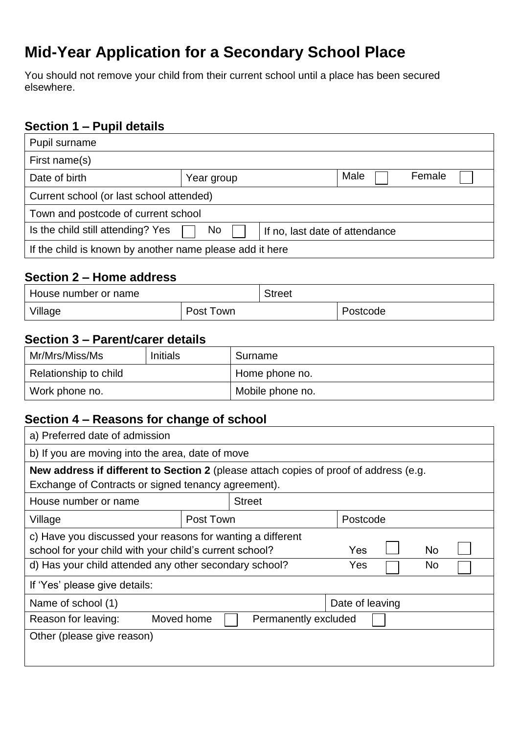# Mid-Year Application for a Secondary School Place

You should not remove your child from their current school until a place has been secured elsewhere.

## Section 1 – Pupil details

| Pupil surname | | |
|---|---|---|
| First name(s) | | |
| Date of birth | Year group | Male ☐ Female ☐ |
| Current school (or last school attended) | | |
| Town and postcode of current school | | |
| Is the child still attending? Yes ☐ No ☐ | If no, last date of attendance | |
| If the child is known by another name please add it here | | |

## Section 2 – Home address

| House number or name | | Street |
|---|---|---|
| Village | Post Town | Postcode |

## Section 3 – Parent/carer details

| Mr/Mrs/Miss/Ms | Initials | Surname |
|---|---|---|
| Relationship to child | | Home phone no. |
| Work phone no. | | Mobile phone no. |

## Section 4 – Reasons for change of school

| a) Preferred date of admission | | |
|---|---|---|
| b) If you are moving into the area, date of move | | |
| **New address if different to Section 2** (please attach copies of proof of address (e.g. Exchange of Contracts or signed tenancy agreement). | | |
| House number or name | Street | |
| Village | Post Town | Postcode |
| c) Have you discussed your reasons for wanting a different school for your child with your child's current school? | | Yes ☐ No ☐ |
| d) Has your child attended any other secondary school? | | Yes ☐ No ☐ |
| If 'Yes' please give details: | | |
| Name of school (1) | | Date of leaving |
| Reason for leaving: Moved home ☐ Permanently excluded ☐ | | |
| Other (please give reason) | | |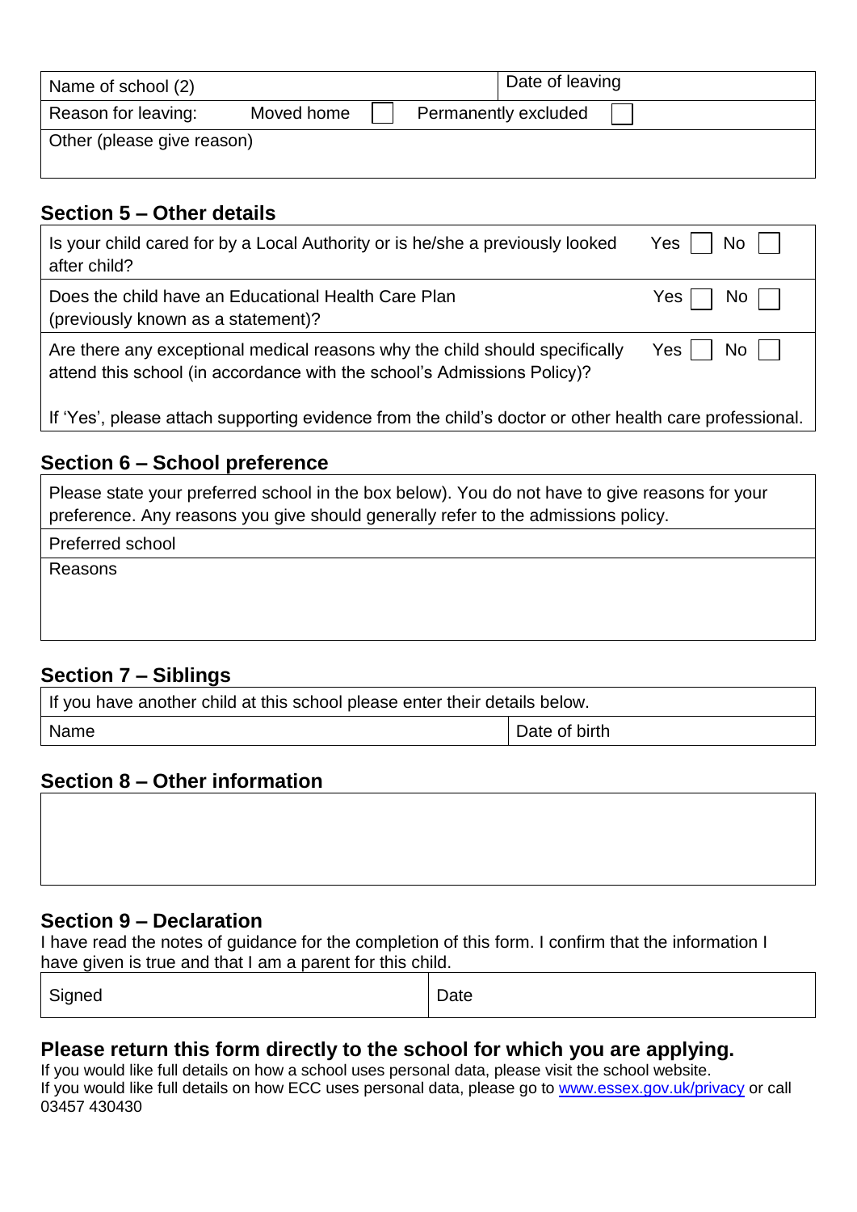| Name of school (2) | | | | Date of leaving |
|---|---|---|---|---|
| Reason for leaving: | Moved home | ☐ | Permanently excluded | ☐ |
| Other (please give reason) | | | | |

## Section 5 – Other details

| | |
|---|---|
| Is your child cared for by a Local Authority or is he/she a previously looked after child? | Yes ☐ No ☐ |
| Does the child have an Educational Health Care Plan (previously known as a statement)? | Yes ☐ No ☐ |
| Are there any exceptional medical reasons why the child should specifically attend this school (in accordance with the school's Admissions Policy)? | Yes ☐ No ☐ |
| If 'Yes', please attach supporting evidence from the child's doctor or other health care professional. | |

## Section 6 – School preference

| |
|---|
| Please state your preferred school in the box below). You do not have to give reasons for your preference. Any reasons you give should generally refer to the admissions policy. |
| Preferred school |
| Reasons |

## Section 7 – Siblings

| If you have another child at this school please enter their details below. | |
|---|---|
| Name | Date of birth |

## Section 8 – Other information

## Section 9 – Declaration

I have read the notes of guidance for the completion of this form. I confirm that the information I have given is true and that I am a parent for this child.

| Signed | Date |
|---|---|

## Please return this form directly to the school for which you are applying.

If you would like full details on how a school uses personal data, please visit the school website.
If you would like full details on how ECC uses personal data, please go to www.essex.gov.uk/privacy or call 03457 430430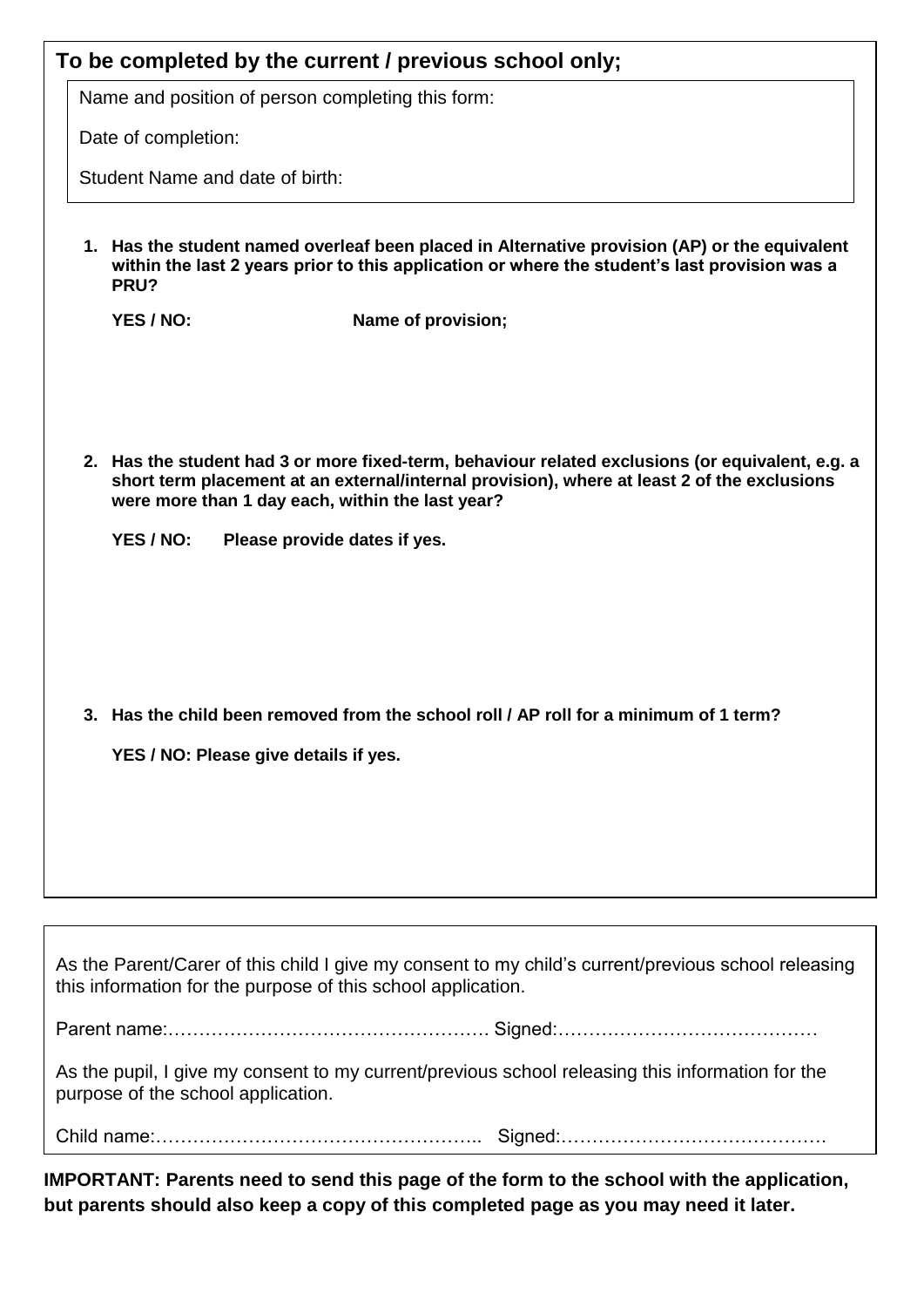## To be completed by the current / previous school only;

Name and position of person completing this form:

Date of completion:

Student Name and date of birth:

1. **Has the student named overleaf been placed in Alternative provision (AP) or the equivalent within the last 2 years prior to this application or where the student's last provision was a PRU?**

   **YES / NO:** **Name of provision;**

2. **Has the student had 3 or more fixed-term, behaviour related exclusions (or equivalent, e.g. a short term placement at an external/internal provision), where at least 2 of the exclusions were more than 1 day each, within the last year?**

   **YES / NO:** **Please provide dates if yes.**

3. **Has the child been removed from the school roll / AP roll for a minimum of 1 term?**

   **YES / NO: Please give details if yes.**

As the Parent/Carer of this child I give my consent to my child's current/previous school releasing this information for the purpose of this school application.

Parent name:…………………………………………… Signed:……………………………………

As the pupil, I give my consent to my current/previous school releasing this information for the purpose of the school application.

Child name:…………………………………………….. Signed:……………………………………

**IMPORTANT: Parents need to send this page of the form to the school with the application, but parents should also keep a copy of this completed page as you may need it later.**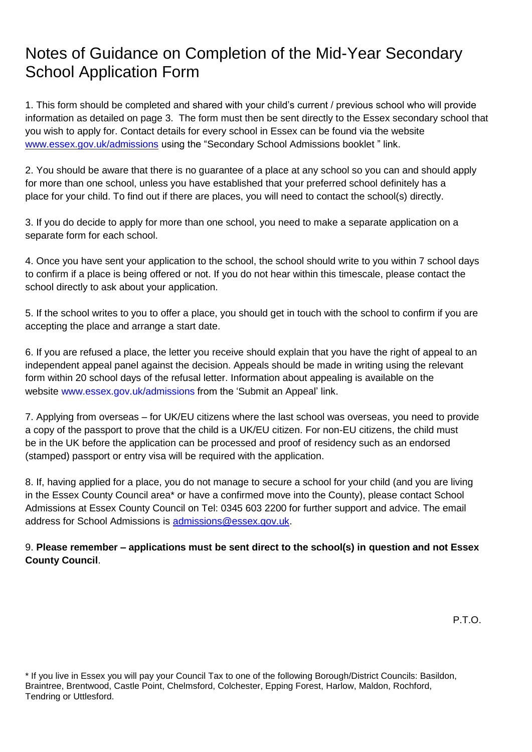# Notes of Guidance on Completion of the Mid-Year Secondary School Application Form

1. This form should be completed and shared with your child's current / previous school who will provide information as detailed on page 3. The form must then be sent directly to the Essex secondary school that you wish to apply for. Contact details for every school in Essex can be found via the website www.essex.gov.uk/admissions using the "Secondary School Admissions booklet " link.

2. You should be aware that there is no guarantee of a place at any school so you can and should apply for more than one school, unless you have established that your preferred school definitely has a place for your child. To find out if there are places, you will need to contact the school(s) directly.

3. If you do decide to apply for more than one school, you need to make a separate application on a separate form for each school.

4. Once you have sent your application to the school, the school should write to you within 7 school days to confirm if a place is being offered or not. If you do not hear within this timescale, please contact the school directly to ask about your application.

5. If the school writes to you to offer a place, you should get in touch with the school to confirm if you are accepting the place and arrange a start date.

6. If you are refused a place, the letter you receive should explain that you have the right of appeal to an independent appeal panel against the decision. Appeals should be made in writing using the relevant form within 20 school days of the refusal letter. Information about appealing is available on the website www.essex.gov.uk/admissions from the 'Submit an Appeal' link.

7. Applying from overseas – for UK/EU citizens where the last school was overseas, you need to provide a copy of the passport to prove that the child is a UK/EU citizen. For non-EU citizens, the child must be in the UK before the application can be processed and proof of residency such as an endorsed (stamped) passport or entry visa will be required with the application.

8. If, having applied for a place, you do not manage to secure a school for your child (and you are living in the Essex County Council area* or have a confirmed move into the County), please contact School Admissions at Essex County Council on Tel: 0345 603 2200 for further support and advice. The email address for School Admissions is admissions@essex.gov.uk.

9. **Please remember – applications must be sent direct to the school(s) in question and not Essex County Council**.

P.T.O.

\* If you live in Essex you will pay your Council Tax to one of the following Borough/District Councils: Basildon, Braintree, Brentwood, Castle Point, Chelmsford, Colchester, Epping Forest, Harlow, Maldon, Rochford, Tendring or Uttlesford.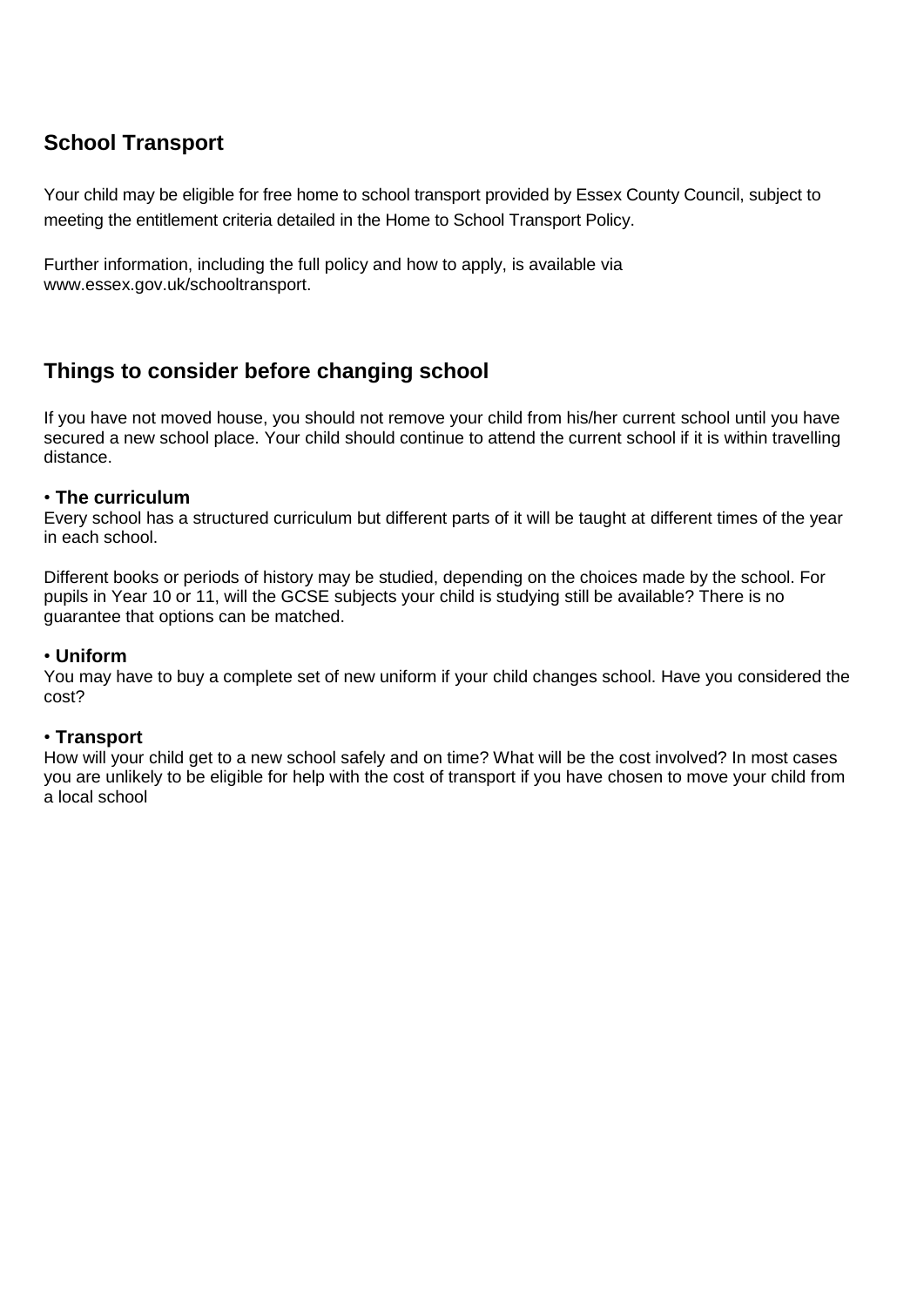## School Transport

Your child may be eligible for free home to school transport provided by Essex County Council, subject to meeting the entitlement criteria detailed in the Home to School Transport Policy.

Further information, including the full policy and how to apply, is available via www.essex.gov.uk/schooltransport.

## Things to consider before changing school

If you have not moved house, you should not remove your child from his/her current school until you have secured a new school place. Your child should continue to attend the current school if it is within travelling distance.

• **The curriculum**
Every school has a structured curriculum but different parts of it will be taught at different times of the year in each school.

Different books or periods of history may be studied, depending on the choices made by the school. For pupils in Year 10 or 11, will the GCSE subjects your child is studying still be available? There is no guarantee that options can be matched.

• **Uniform**
You may have to buy a complete set of new uniform if your child changes school. Have you considered the cost?

• **Transport**
How will your child get to a new school safely and on time? What will be the cost involved? In most cases you are unlikely to be eligible for help with the cost of transport if you have chosen to move your child from a local school